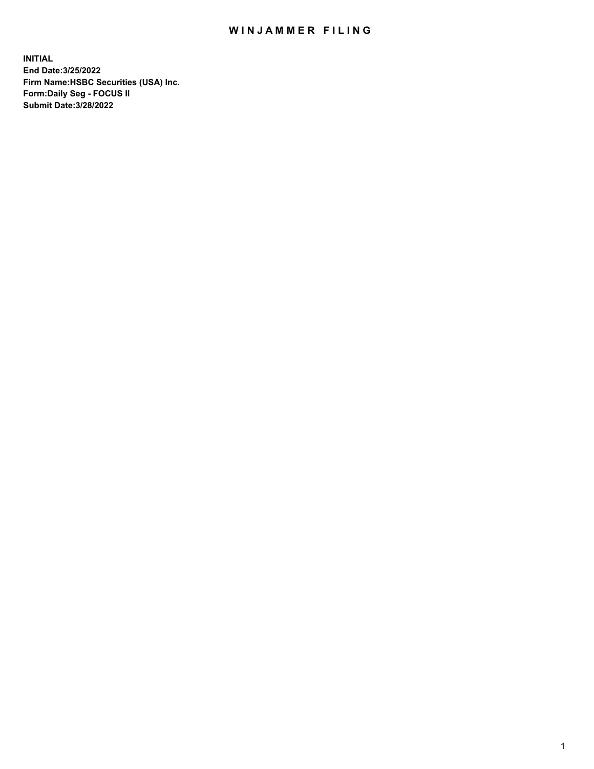# WINJAMMER FILING

**INITIAL**
**End Date:3/25/2022**
**Firm Name:HSBC Securities (USA) Inc.**
**Form:Daily Seg - FOCUS II**
**Submit Date:3/28/2022**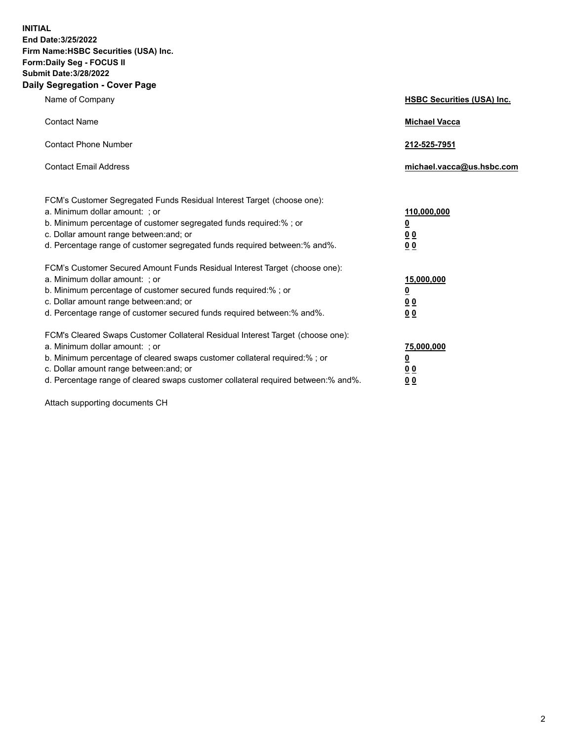**INITIAL**
**End Date:3/25/2022**
**Firm Name:HSBC Securities (USA) Inc.**
**Form:Daily Seg - FOCUS II**
**Submit Date:3/28/2022**

## Daily Segregation - Cover Page

| | |
|---|---|
| Name of Company | **HSBC Securities (USA) Inc.** |
| Contact Name | **Michael Vacca** |
| Contact Phone Number | **212-525-7951** |
| Contact Email Address | **michael.vacca@us.hsbc.com** |

| | |
|---|---|
| FCM's Customer Segregated Funds Residual Interest Target (choose one): | |
| a. Minimum dollar amount: ; or | **110,000,000** |
| b. Minimum percentage of customer segregated funds required:% ; or | **0** |
| c. Dollar amount range between:and; or | **0 0** |
| d. Percentage range of customer segregated funds required between:% and%. | **0 0** |
| FCM's Customer Secured Amount Funds Residual Interest Target (choose one): | |
| a. Minimum dollar amount: ; or | **15,000,000** |
| b. Minimum percentage of customer secured funds required:% ; or | **0** |
| c. Dollar amount range between:and; or | **0 0** |
| d. Percentage range of customer secured funds required between:% and%. | **0 0** |
| FCM's Cleared Swaps Customer Collateral Residual Interest Target (choose one): | |
| a. Minimum dollar amount: ; or | **75,000,000** |
| b. Minimum percentage of cleared swaps customer collateral required:% ; or | **0** |
| c. Dollar amount range between:and; or | **0 0** |
| d. Percentage range of cleared swaps customer collateral required between:% and%. | **0 0** |

Attach supporting documents CH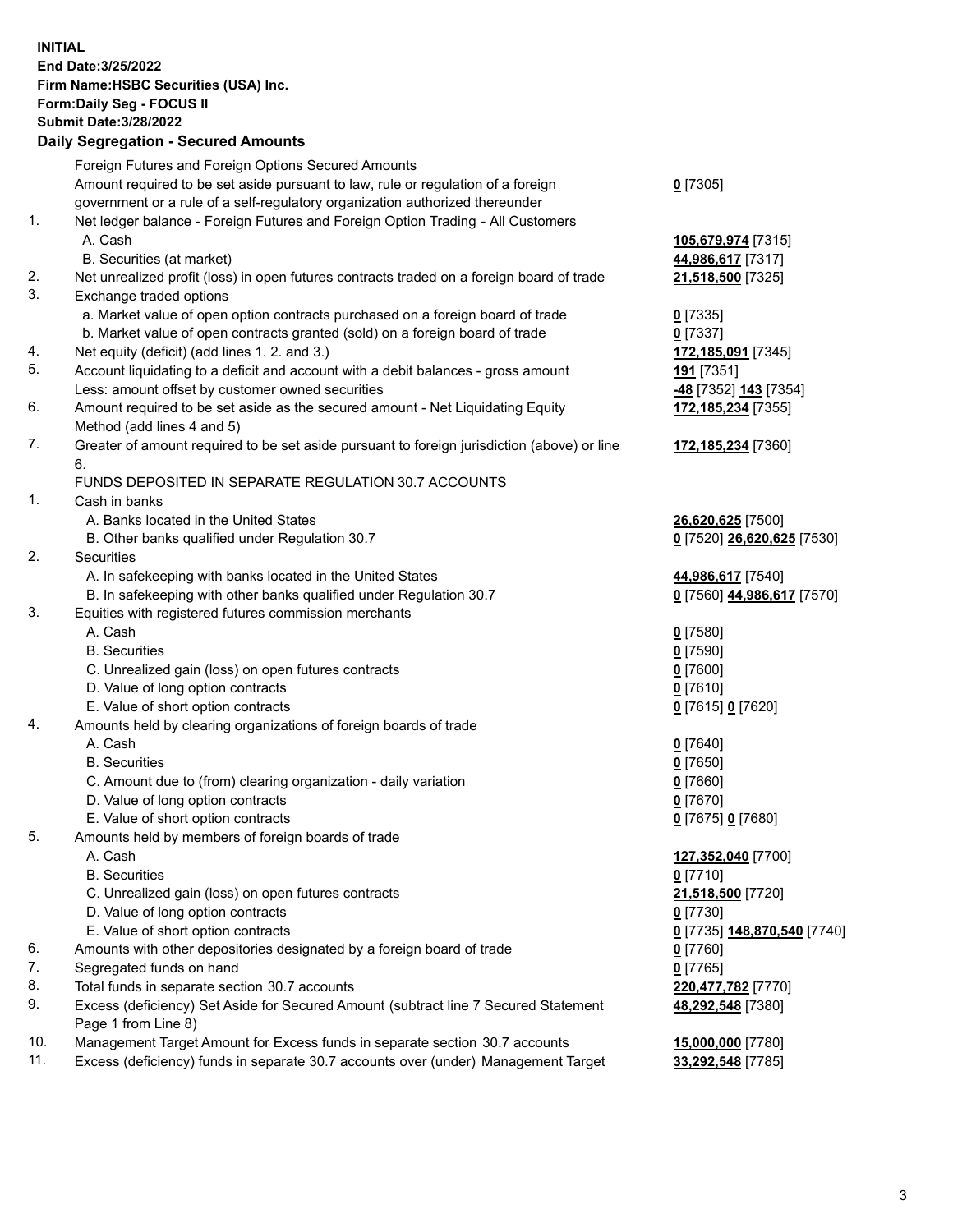**INITIAL**
**End Date:3/25/2022**
**Firm Name:HSBC Securities (USA) Inc.**
**Form:Daily Seg - FOCUS II**
**Submit Date:3/28/2022**

## Daily Segregation - Secured Amounts

| | | |
|---|---|---|
| | Foreign Futures and Foreign Options Secured Amounts | |
| | Amount required to be set aside pursuant to law, rule or regulation of a foreign government or a rule of a self-regulatory organization authorized thereunder | **0** [7305] |
| 1. | Net ledger balance - Foreign Futures and Foreign Option Trading - All Customers | |
| | A. Cash | **105,679,974** [7315] |
| | B. Securities (at market) | **44,986,617** [7317] |
| 2. | Net unrealized profit (loss) in open futures contracts traded on a foreign board of trade | **21,518,500** [7325] |
| 3. | Exchange traded options | |
| | a. Market value of open option contracts purchased on a foreign board of trade | **0** [7335] |
| | b. Market value of open contracts granted (sold) on a foreign board of trade | **0** [7337] |
| 4. | Net equity (deficit) (add lines 1. 2. and 3.) | **172,185,091** [7345] |
| 5. | Account liquidating to a deficit and account with a debit balances - gross amount | **191** [7351] |
| | Less: amount offset by customer owned securities | **-48** [7352] **143** [7354] |
| 6. | Amount required to be set aside as the secured amount - Net Liquidating Equity Method (add lines 4 and 5) | **172,185,234** [7355] |
| 7. | Greater of amount required to be set aside pursuant to foreign jurisdiction (above) or line 6. | **172,185,234** [7360] |
| | FUNDS DEPOSITED IN SEPARATE REGULATION 30.7 ACCOUNTS | |
| 1. | Cash in banks | |
| | A. Banks located in the United States | **26,620,625** [7500] |
| | B. Other banks qualified under Regulation 30.7 | **0** [7520] **26,620,625** [7530] |
| 2. | Securities | |
| | A. In safekeeping with banks located in the United States | **44,986,617** [7540] |
| | B. In safekeeping with other banks qualified under Regulation 30.7 | **0** [7560] **44,986,617** [7570] |
| 3. | Equities with registered futures commission merchants | |
| | A. Cash | **0** [7580] |
| | B. Securities | **0** [7590] |
| | C. Unrealized gain (loss) on open futures contracts | **0** [7600] |
| | D. Value of long option contracts | **0** [7610] |
| | E. Value of short option contracts | **0** [7615] **0** [7620] |
| 4. | Amounts held by clearing organizations of foreign boards of trade | |
| | A. Cash | **0** [7640] |
| | B. Securities | **0** [7650] |
| | C. Amount due to (from) clearing organization - daily variation | **0** [7660] |
| | D. Value of long option contracts | **0** [7670] |
| | E. Value of short option contracts | **0** [7675] **0** [7680] |
| 5. | Amounts held by members of foreign boards of trade | |
| | A. Cash | **127,352,040** [7700] |
| | B. Securities | **0** [7710] |
| | C. Unrealized gain (loss) on open futures contracts | **21,518,500** [7720] |
| | D. Value of long option contracts | **0** [7730] |
| | E. Value of short option contracts | **0** [7735] **148,870,540** [7740] |
| 6. | Amounts with other depositories designated by a foreign board of trade | **0** [7760] |
| 7. | Segregated funds on hand | **0** [7765] |
| 8. | Total funds in separate section 30.7 accounts | **220,477,782** [7770] |
| 9. | Excess (deficiency) Set Aside for Secured Amount (subtract line 7 Secured Statement Page 1 from Line 8) | **48,292,548** [7380] |
| 10. | Management Target Amount for Excess funds in separate section 30.7 accounts | **15,000,000** [7780] |
| 11. | Excess (deficiency) funds in separate 30.7 accounts over (under) Management Target | **33,292,548** [7785] |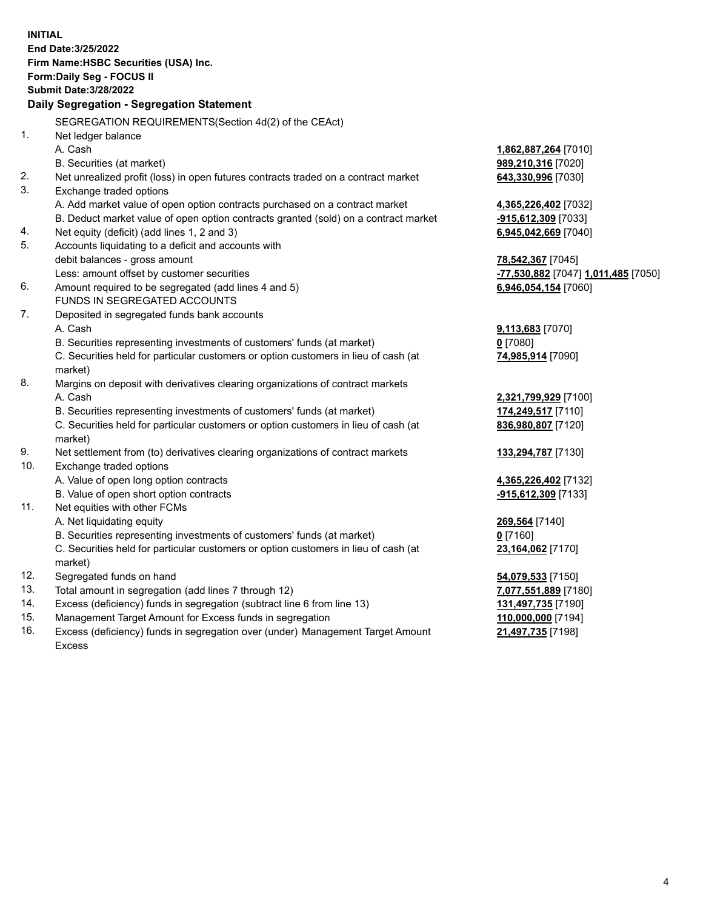**INITIAL**
**End Date:3/25/2022**
**Firm Name:HSBC Securities (USA) Inc.**
**Form:Daily Seg - FOCUS II**
**Submit Date:3/28/2022**

## Daily Segregation - Segregation Statement

SEGREGATION REQUIREMENTS(Section 4d(2) of the CEAct)

| | | |
|---|---|---|
| 1. | Net ledger balance | |
| | A. Cash | **1,862,887,264** [7010] |
| | B. Securities (at market) | **989,210,316** [7020] |
| 2. | Net unrealized profit (loss) in open futures contracts traded on a contract market | **643,330,996** [7030] |
| 3. | Exchange traded options | |
| | A. Add market value of open option contracts purchased on a contract market | **4,365,226,402** [7032] |
| | B. Deduct market value of open option contracts granted (sold) on a contract market | **-915,612,309** [7033] |
| 4. | Net equity (deficit) (add lines 1, 2 and 3) | **6,945,042,669** [7040] |
| 5. | Accounts liquidating to a deficit and accounts with debit balances - gross amount | **78,542,367** [7045] |
| | Less: amount offset by customer securities | **-77,530,882** [7047] **1,011,485** [7050] |
| 6. | Amount required to be segregated (add lines 4 and 5) | **6,946,054,154** [7060] |
| | FUNDS IN SEGREGATED ACCOUNTS | |
| 7. | Deposited in segregated funds bank accounts | |
| | A. Cash | **9,113,683** [7070] |
| | B. Securities representing investments of customers' funds (at market) | **0** [7080] |
| | C. Securities held for particular customers or option customers in lieu of cash (at market) | **74,985,914** [7090] |
| 8. | Margins on deposit with derivatives clearing organizations of contract markets | |
| | A. Cash | **2,321,799,929** [7100] |
| | B. Securities representing investments of customers' funds (at market) | **174,249,517** [7110] |
| | C. Securities held for particular customers or option customers in lieu of cash (at market) | **836,980,807** [7120] |
| 9. | Net settlement from (to) derivatives clearing organizations of contract markets | **133,294,787** [7130] |
| 10. | Exchange traded options | |
| | A. Value of open long option contracts | **4,365,226,402** [7132] |
| | B. Value of open short option contracts | **-915,612,309** [7133] |
| 11. | Net equities with other FCMs | |
| | A. Net liquidating equity | **269,564** [7140] |
| | B. Securities representing investments of customers' funds (at market) | **0** [7160] |
| | C. Securities held for particular customers or option customers in lieu of cash (at market) | **23,164,062** [7170] |
| 12. | Segregated funds on hand | **54,079,533** [7150] |
| 13. | Total amount in segregation (add lines 7 through 12) | **7,077,551,889** [7180] |
| 14. | Excess (deficiency) funds in segregation (subtract line 6 from line 13) | **131,497,735** [7190] |
| 15. | Management Target Amount for Excess funds in segregation | **110,000,000** [7194] |
| 16. | Excess (deficiency) funds in segregation over (under) Management Target Amount Excess | **21,497,735** [7198] |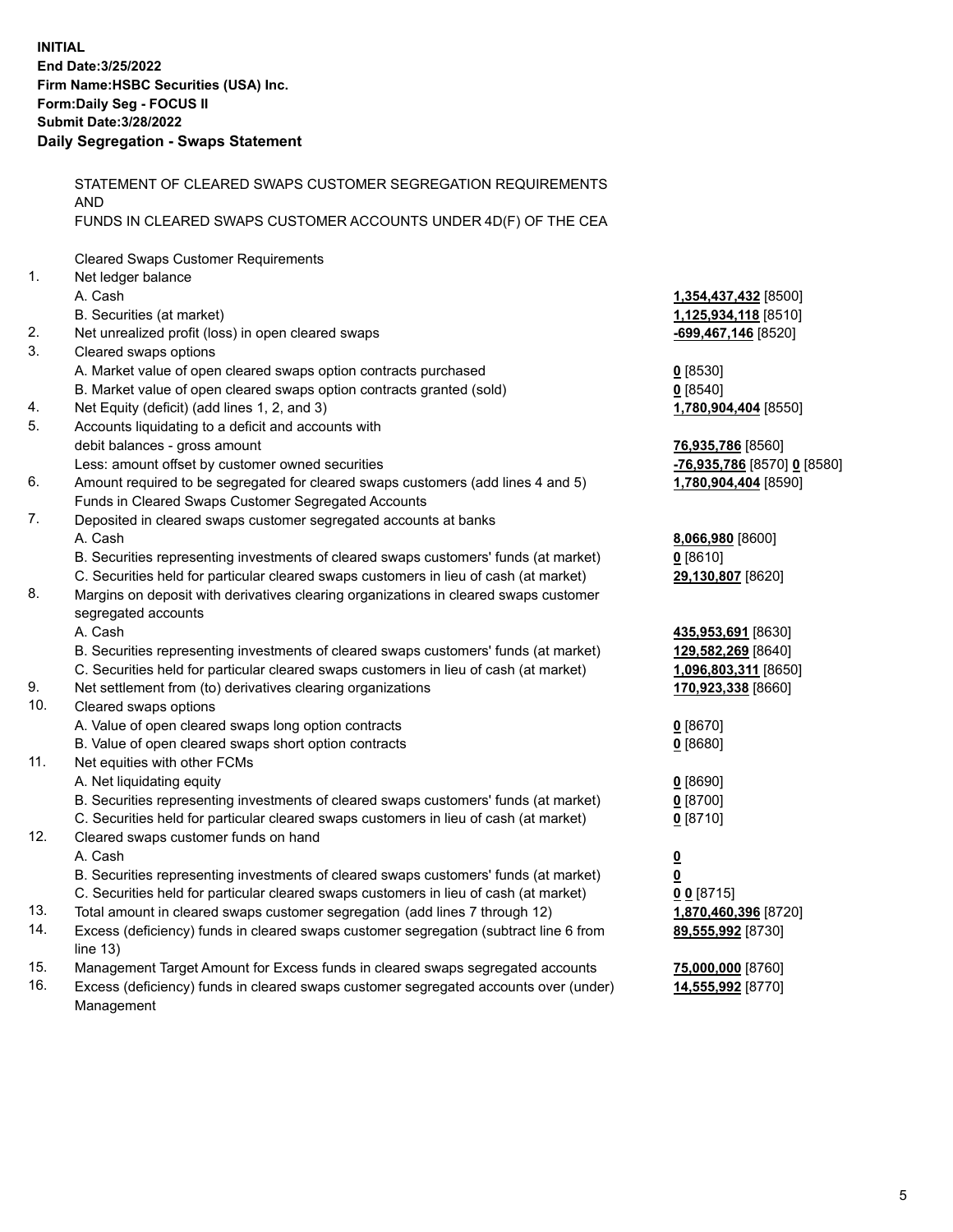**INITIAL**
**End Date:3/25/2022**
**Firm Name:HSBC Securities (USA) Inc.**
**Form:Daily Seg - FOCUS II**
**Submit Date:3/28/2022**
**Daily Segregation - Swaps Statement**

STATEMENT OF CLEARED SWAPS CUSTOMER SEGREGATION REQUIREMENTS AND FUNDS IN CLEARED SWAPS CUSTOMER ACCOUNTS UNDER 4D(F) OF THE CEA

| | | |
|---|---|---|
| | Cleared Swaps Customer Requirements | |
| 1. | Net ledger balance | |
| | A. Cash | **1,354,437,432** [8500] |
| | B. Securities (at market) | **1,125,934,118** [8510] |
| 2. | Net unrealized profit (loss) in open cleared swaps | **-699,467,146** [8520] |
| 3. | Cleared swaps options | |
| | A. Market value of open cleared swaps option contracts purchased | **0** [8530] |
| | B. Market value of open cleared swaps option contracts granted (sold) | **0** [8540] |
| 4. | Net Equity (deficit) (add lines 1, 2, and 3) | **1,780,904,404** [8550] |
| 5. | Accounts liquidating to a deficit and accounts with debit balances - gross amount | **76,935,786** [8560] |
| | Less: amount offset by customer owned securities | **-76,935,786** [8570] **0** [8580] |
| 6. | Amount required to be segregated for cleared swaps customers (add lines 4 and 5) | **1,780,904,404** [8590] |
| | Funds in Cleared Swaps Customer Segregated Accounts | |
| 7. | Deposited in cleared swaps customer segregated accounts at banks | |
| | A. Cash | **8,066,980** [8600] |
| | B. Securities representing investments of cleared swaps customers' funds (at market) | **0** [8610] |
| | C. Securities held for particular cleared swaps customers in lieu of cash (at market) | **29,130,807** [8620] |
| 8. | Margins on deposit with derivatives clearing organizations in cleared swaps customer segregated accounts | |
| | A. Cash | **435,953,691** [8630] |
| | B. Securities representing investments of cleared swaps customers' funds (at market) | **129,582,269** [8640] |
| | C. Securities held for particular cleared swaps customers in lieu of cash (at market) | **1,096,803,311** [8650] |
| 9. | Net settlement from (to) derivatives clearing organizations | **170,923,338** [8660] |
| 10. | Cleared swaps options | |
| | A. Value of open cleared swaps long option contracts | **0** [8670] |
| | B. Value of open cleared swaps short option contracts | **0** [8680] |
| 11. | Net equities with other FCMs | |
| | A. Net liquidating equity | **0** [8690] |
| | B. Securities representing investments of cleared swaps customers' funds (at market) | **0** [8700] |
| | C. Securities held for particular cleared swaps customers in lieu of cash (at market) | **0** [8710] |
| 12. | Cleared swaps customer funds on hand | |
| | A. Cash | **0** |
| | B. Securities representing investments of cleared swaps customers' funds (at market) | **0** |
| | C. Securities held for particular cleared swaps customers in lieu of cash (at market) | **0** **0** [8715] |
| 13. | Total amount in cleared swaps customer segregation (add lines 7 through 12) | **1,870,460,396** [8720] |
| 14. | Excess (deficiency) funds in cleared swaps customer segregation (subtract line 6 from line 13) | **89,555,992** [8730] |
| 15. | Management Target Amount for Excess funds in cleared swaps segregated accounts | **75,000,000** [8760] |
| 16. | Excess (deficiency) funds in cleared swaps customer segregated accounts over (under) Management | **14,555,992** [8770] |